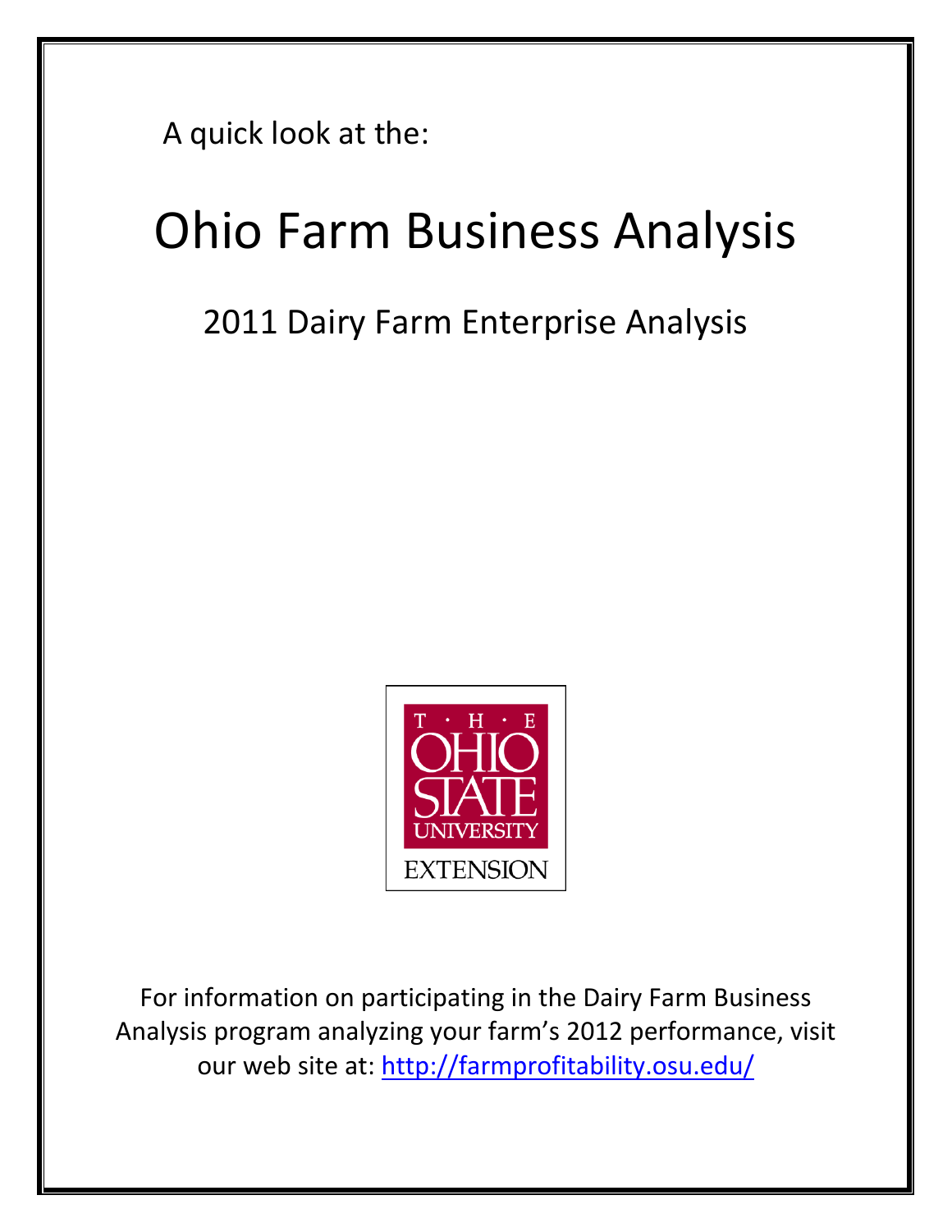A quick look at the:

# Ohio Farm Business Analysis

## 2011 Dairy Farm Enterprise Analysis

For information on participating in the Dairy Farm Business Analysis program analyzing your farm's 2012 performance, visit our web site at: [http://farmprofitability.osu.edu/](http://farmprofitability.osu.edu/)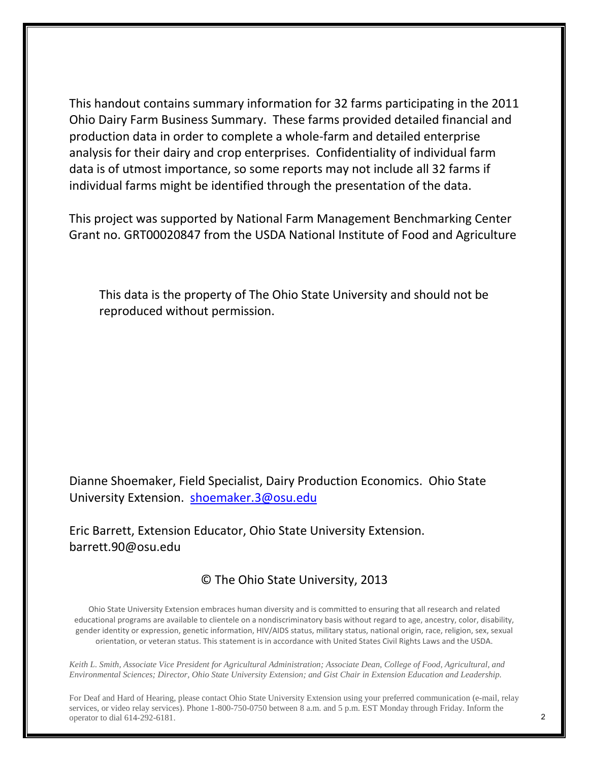This handout contains summary information for 32 farms participating in the 2011 Ohio Dairy Farm Business Summary. These farms provided detailed financial and production data in order to complete a whole-farm and detailed enterprise analysis for their dairy and crop enterprises. Confidentiality of individual farm data is of utmost importance, so some reports may not include all 32 farms if individual farms might be identified through the presentation of the data.

This project was supported by National Farm Management Benchmarking Center Grant no. GRT00020847 from the USDA National Institute of Food and Agriculture

This data is the property of The Ohio State University and should not be reproduced without permission.

Dianne Shoemaker, Field Specialist, Dairy Production Economics. Ohio State University Extension. shoemaker.3@osu.edu

Eric Barrett, Extension Educator, Ohio State University Extension. barrett.90@osu.edu

© The Ohio State University, 2013

Ohio State University Extension embraces human diversity and is committed to ensuring that all research and related educational programs are available to clientele on a nondiscriminatory basis without regard to age, ancestry, color, disability, gender identity or expression, genetic information, HIV/AIDS status, military status, national origin, race, religion, sex, sexual orientation, or veteran status. This statement is in accordance with United States Civil Rights Laws and the USDA.

*Keith L. Smith, Associate Vice President for Agricultural Administration; Associate Dean, College of Food, Agricultural, and Environmental Sciences; Director, Ohio State University Extension; and Gist Chair in Extension Education and Leadership.*

For Deaf and Hard of Hearing, please contact Ohio State University Extension using your preferred communication (e-mail, relay services, or video relay services). Phone 1-800-750-0750 between 8 a.m. and 5 p.m. EST Monday through Friday. Inform the operator to dial 614-292-6181.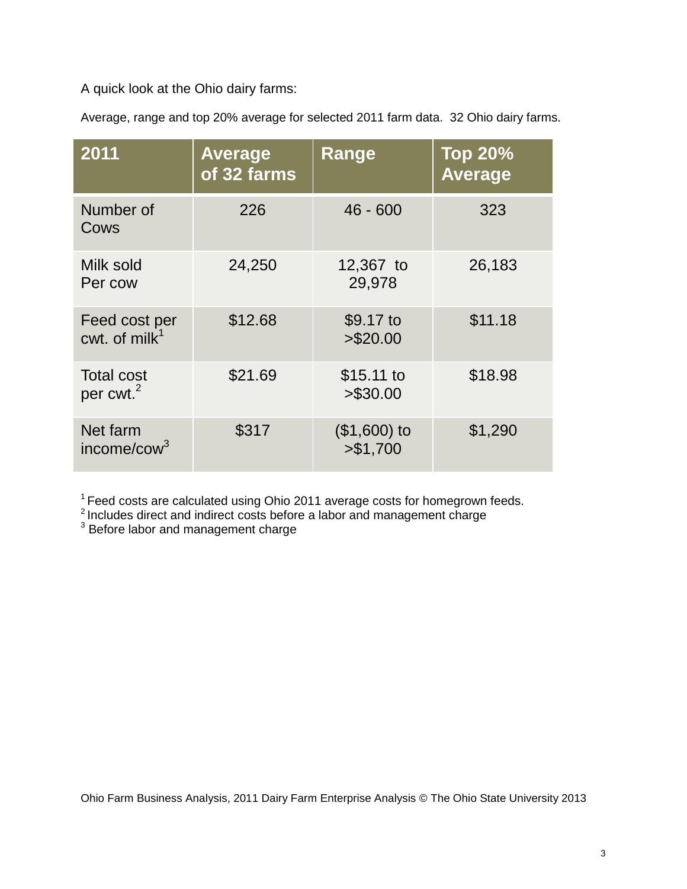A quick look at the Ohio dairy farms:

Average, range and top 20% average for selected 2011 farm data. 32 Ohio dairy farms.

| 2011 | Average of 32 farms | Range | Top 20% Average |
|---|---|---|---|
| Number of Cows | 226 | 46 - 600 | 323 |
| Milk sold Per cow | 24,250 | 12,367 to 29,978 | 26,183 |
| Feed cost per cwt. of milk[1] | $12.68 | $9.17 to >$20.00 | $11.18 |
| Total cost per cwt.[2] | $21.69 | $15.11 to >$30.00 | $18.98 |
| Net farm income/cow[3] | $317 | ($1,600) to >$1,700 | $1,290 |

[1] Feed costs are calculated using Ohio 2011 average costs for homegrown feeds.
[2] Includes direct and indirect costs before a labor and management charge
[3] Before labor and management charge

Ohio Farm Business Analysis, 2011 Dairy Farm Enterprise Analysis © The Ohio State University 2013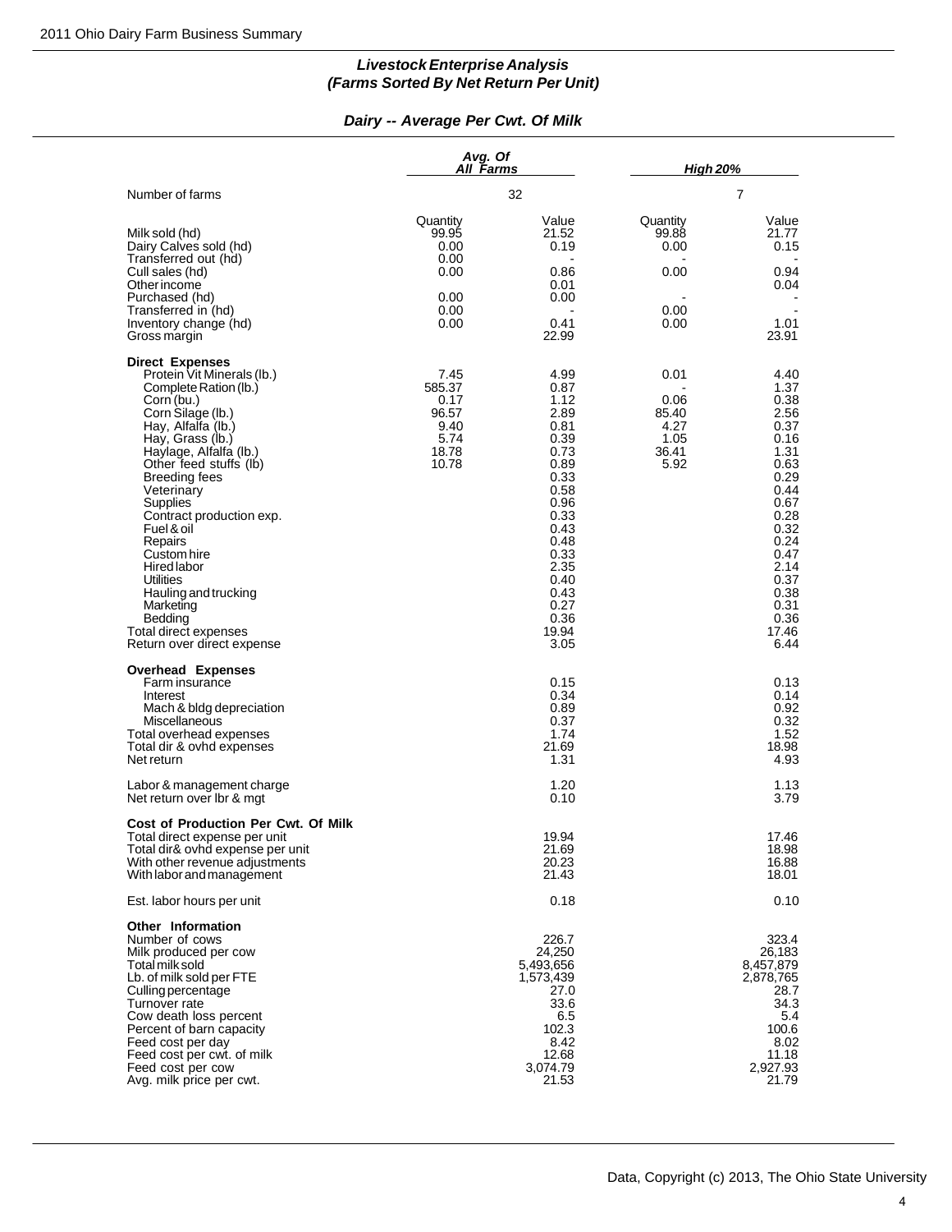### *Livestock Enterprise Analysis*
### *(Farms Sorted By Net Return Per Unit)*

### *Dairy -- Average Per Cwt. Of Milk*

| | *Avg. Of All Farms* | | *High 20%* | |
|---|---|---|---|---|
| Number of farms | 32 | | 7 | |
| | Quantity | Value | Quantity | Value |
| Milk sold (hd) | 99.95 | 21.52 | 99.88 | 21.77 |
| Dairy Calves sold (hd) | 0.00 | 0.19 | 0.00 | 0.15 |
| Transferred out (hd) | 0.00 | - | - | - |
| Cull sales (hd) | 0.00 | 0.86 | 0.00 | 0.94 |
| Other income | | 0.01 | | 0.04 |
| Purchased (hd) | 0.00 | 0.00 | - | - |
| Transferred in (hd) | 0.00 | - | 0.00 | - |
| Inventory change (hd) | 0.00 | 0.41 | 0.00 | 1.01 |
| Gross margin | | 22.99 | | 23.91 |
| **Direct Expenses** | | | | |
| Protein Vit Minerals (lb.) | 7.45 | 4.99 | 0.01 | 4.40 |
| Complete Ration (lb.) | 585.37 | 0.87 | - | 1.37 |
| Corn (bu.) | 0.17 | 1.12 | 0.06 | 0.38 |
| Corn Silage (lb.) | 96.57 | 2.89 | 85.40 | 2.56 |
| Hay, Alfalfa (lb.) | 9.40 | 0.81 | 4.27 | 0.37 |
| Hay, Grass (lb.) | 5.74 | 0.39 | 1.05 | 0.16 |
| Haylage, Alfalfa (lb.) | 18.78 | 0.73 | 36.41 | 1.31 |
| Other feed stuffs (lb) | 10.78 | 0.89 | 5.92 | 0.63 |
| Breeding fees | | 0.33 | | 0.29 |
| Veterinary | | 0.58 | | 0.44 |
| Supplies | | 0.96 | | 0.67 |
| Contract production exp. | | 0.33 | | 0.28 |
| Fuel & oil | | 0.43 | | 0.32 |
| Repairs | | 0.48 | | 0.24 |
| Custom hire | | 0.33 | | 0.47 |
| Hired labor | | 2.35 | | 2.14 |
| Utilities | | 0.40 | | 0.37 |
| Hauling and trucking | | 0.43 | | 0.38 |
| Marketing | | 0.27 | | 0.31 |
| Bedding | | 0.36 | | 0.36 |
| Total direct expenses | | 19.94 | | 17.46 |
| Return over direct expense | | 3.05 | | 6.44 |
| **Overhead Expenses** | | | | |
| Farm insurance | | 0.15 | | 0.13 |
| Interest | | 0.34 | | 0.14 |
| Mach & bldg depreciation | | 0.89 | | 0.92 |
| Miscellaneous | | 0.37 | | 0.32 |
| Total overhead expenses | | 1.74 | | 1.52 |
| Total dir & ovhd expenses | | 21.69 | | 18.98 |
| Net return | | 1.31 | | 4.93 |
| Labor & management charge | | 1.20 | | 1.13 |
| Net return over lbr & mgt | | 0.10 | | 3.79 |
| **Cost of Production Per Cwt. Of Milk** | | | | |
| Total direct expense per unit | | 19.94 | | 17.46 |
| Total dir& ovhd expense per unit | | 21.69 | | 18.98 |
| With other revenue adjustments | | 20.23 | | 16.88 |
| With labor and management | | 21.43 | | 18.01 |
| Est. labor hours per unit | | 0.18 | | 0.10 |
| **Other Information** | | | | |
| Number of cows | | 226.7 | | 323.4 |
| Milk produced per cow | | 24,250 | | 26,183 |
| Total milk sold | | 5,493,656 | | 8,457,879 |
| Lb. of milk sold per FTE | | 1,573,439 | | 2,878,765 |
| Culling percentage | | 27.0 | | 28.7 |
| Turnover rate | | 33.6 | | 34.3 |
| Cow death loss percent | | 6.5 | | 5.4 |
| Percent of barn capacity | | 102.3 | | 100.6 |
| Feed cost per day | | 8.42 | | 8.02 |
| Feed cost per cwt. of milk | | 12.68 | | 11.18 |
| Feed cost per cow | | 3,074.79 | | 2,927.93 |
| Avg. milk price per cwt. | | 21.53 | | 21.79 |

Data, Copyright (c) 2013, The Ohio State University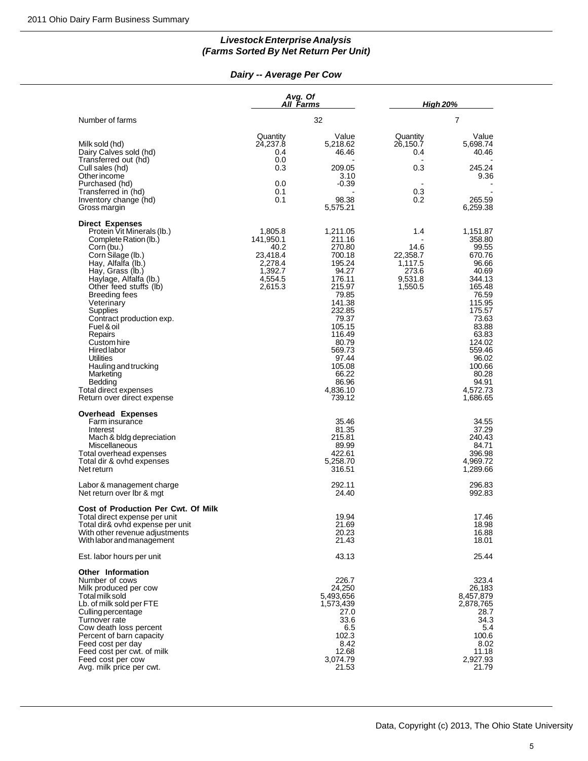## *Livestock Enterprise Analysis*
## *(Farms Sorted By Net Return Per Unit)*

### *Dairy -- Average Per Cow*

| | Avg. Of All Farms | | High 20% | |
|---|---|---|---|---|
| Number of farms | 32 | | 7 | |
| | Quantity | Value | Quantity | Value |
| Milk sold (hd) | 24,237.8 | 5,218.62 | 26,150.7 | 5,698.74 |
| Dairy Calves sold (hd) | 0.4 | 46.46 | 0.4 | 40.46 |
| Transferred out (hd) | 0.0 | - | - | - |
| Cull sales (hd) | 0.3 | 209.05 | 0.3 | 245.24 |
| Other income | | 3.10 | | 9.36 |
| Purchased (hd) | 0.0 | -0.39 | - | - |
| Transferred in (hd) | 0.1 | - | 0.3 | - |
| Inventory change (hd) | 0.1 | 98.38 | 0.2 | 265.59 |
| Gross margin | | 5,575.21 | | 6,259.38 |
| **Direct Expenses** | | | | |
| Protein Vit Minerals (lb.) | 1,805.8 | 1,211.05 | 1.4 | 1,151.87 |
| Complete Ration (lb.) | 141,950.1 | 211.16 | - | 358.80 |
| Corn (bu.) | 40.2 | 270.80 | 14.6 | 99.55 |
| Corn Silage (lb.) | 23,418.4 | 700.18 | 22,358.7 | 670.76 |
| Hay, Alfalfa (lb.) | 2,278.4 | 195.24 | 1,117.5 | 96.66 |
| Hay, Grass (lb.) | 1,392.7 | 94.27 | 273.6 | 40.69 |
| Haylage, Alfalfa (lb.) | 4,554.5 | 176.11 | 9,531.8 | 344.13 |
| Other feed stuffs (lb) | 2,615.3 | 215.97 | 1,550.5 | 165.48 |
| Breeding fees | | 79.85 | | 76.59 |
| Veterinary | | 141.38 | | 115.95 |
| Supplies | | 232.85 | | 175.57 |
| Contract production exp. | | 79.37 | | 73.63 |
| Fuel & oil | | 105.15 | | 83.88 |
| Repairs | | 116.49 | | 63.83 |
| Custom hire | | 80.79 | | 124.02 |
| Hired labor | | 569.73 | | 559.46 |
| Utilities | | 97.44 | | 96.02 |
| Hauling and trucking | | 105.08 | | 100.66 |
| Marketing | | 66.22 | | 80.28 |
| Bedding | | 86.96 | | 94.91 |
| Total direct expenses | | 4,836.10 | | 4,572.73 |
| Return over direct expense | | 739.12 | | 1,686.65 |
| **Overhead Expenses** | | | | |
| Farm insurance | | 35.46 | | 34.55 |
| Interest | | 81.35 | | 37.29 |
| Mach & bldg depreciation | | 215.81 | | 240.43 |
| Miscellaneous | | 89.99 | | 84.71 |
| Total overhead expenses | | 422.61 | | 396.98 |
| Total dir & ovhd expenses | | 5,258.70 | | 4,969.72 |
| Net return | | 316.51 | | 1,289.66 |
| Labor & management charge | | 292.11 | | 296.83 |
| Net return over lbr & mgt | | 24.40 | | 992.83 |
| **Cost of Production Per Cwt. Of Milk** | | | | |
| Total direct expense per unit | | 19.94 | | 17.46 |
| Total dir& ovhd expense per unit | | 21.69 | | 18.98 |
| With other revenue adjustments | | 20.23 | | 16.88 |
| With labor and management | | 21.43 | | 18.01 |
| Est. labor hours per unit | | 43.13 | | 25.44 |
| **Other Information** | | | | |
| Number of cows | | 226.7 | | 323.4 |
| Milk produced per cow | | 24,250 | | 26,183 |
| Total milk sold | | 5,493,656 | | 8,457,879 |
| Lb. of milk sold per FTE | | 1,573,439 | | 2,878,765 |
| Culling percentage | | 27.0 | | 28.7 |
| Turnover rate | | 33.6 | | 34.3 |
| Cow death loss percent | | 6.5 | | 5.4 |
| Percent of barn capacity | | 102.3 | | 100.6 |
| Feed cost per day | | 8.42 | | 8.02 |
| Feed cost per cwt. of milk | | 12.68 | | 11.18 |
| Feed cost per cow | | 3,074.79 | | 2,927.93 |
| Avg. milk price per cwt. | | 21.53 | | 21.79 |

Data, Copyright (c) 2013, The Ohio State University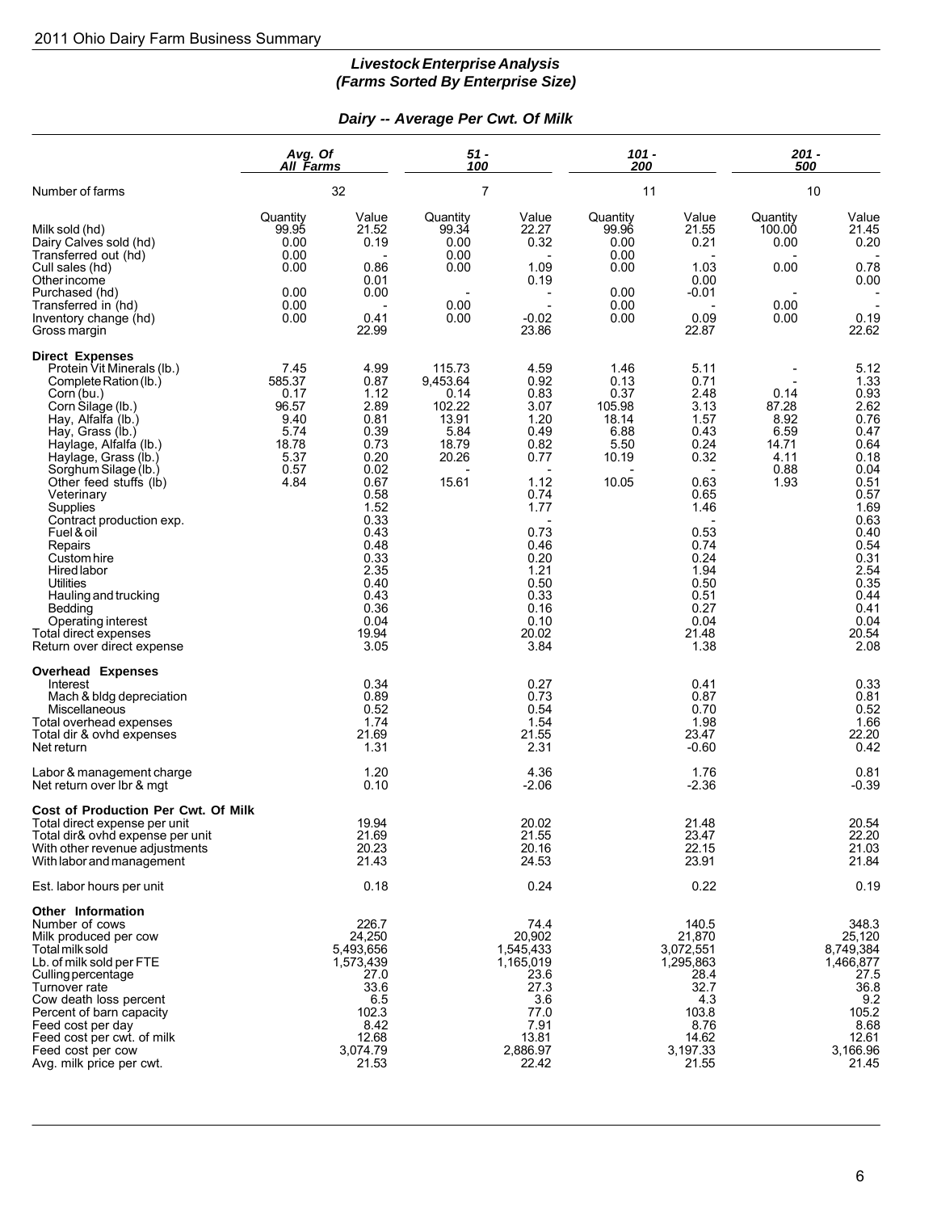2011 Ohio Dairy Farm Business Summary

## *Livestock Enterprise Analysis (Farms Sorted By Enterprise Size)*

### *Dairy -- Average Per Cwt. Of Milk*

| | *Avg. Of All Farms* | | *51 - 100* | | *101 - 200* | | *201 - 500* | |
|---|---|---|---|---|---|---|---|---|
| Number of farms | 32 | | 7 | | 11 | | 10 | |
| | Quantity | Value | Quantity | Value | Quantity | Value | Quantity | Value |
| Milk sold (hd) | 99.95 | 21.52 | 99.34 | 22.27 | 99.96 | 21.55 | 100.00 | 21.45 |
| Dairy Calves sold (hd) | 0.00 | 0.19 | 0.00 | 0.32 | 0.00 | 0.21 | 0.00 | 0.20 |
| Transferred out (hd) | 0.00 | - | 0.00 | - | 0.00 | - | - | - |
| Cull sales (hd) | 0.00 | 0.86 | 0.00 | 1.09 | 0.00 | 1.03 | 0.00 | 0.78 |
| Other income | | 0.01 | | 0.19 | | 0.00 | | 0.00 |
| Purchased (hd) | 0.00 | 0.00 | - | - | 0.00 | -0.01 | - | - |
| Transferred in (hd) | 0.00 | - | 0.00 | - | 0.00 | - | 0.00 | - |
| Inventory change (hd) | 0.00 | 0.41 | 0.00 | -0.02 | 0.00 | 0.09 | 0.00 | 0.19 |
| Gross margin | | 22.99 | | 23.86 | | 22.87 | | 22.62 |
| **Direct Expenses** | | | | | | | | |
| Protein Vit Minerals (lb.) | 7.45 | 4.99 | 115.73 | 4.59 | 1.46 | 5.11 | - | 5.12 |
| Complete Ration (lb.) | 585.37 | 0.87 | 9,453.64 | 0.92 | 0.13 | 0.71 | - | 1.33 |
| Corn (bu.) | 0.17 | 1.12 | 0.14 | 0.83 | 0.37 | 2.48 | 0.14 | 0.93 |
| Corn Silage (lb.) | 96.57 | 2.89 | 102.22 | 3.07 | 105.98 | 3.13 | 87.28 | 2.62 |
| Hay, Alfalfa (lb.) | 9.40 | 0.81 | 13.91 | 1.20 | 18.14 | 1.57 | 8.92 | 0.76 |
| Hay, Grass (lb.) | 5.74 | 0.39 | 5.84 | 0.49 | 6.88 | 0.43 | 6.59 | 0.47 |
| Haylage, Alfalfa (lb.) | 18.78 | 0.73 | 18.79 | 0.82 | 5.50 | 0.24 | 14.71 | 0.64 |
| Haylage, Grass (lb.) | 5.37 | 0.20 | 20.26 | 0.77 | 10.19 | 0.32 | 4.11 | 0.18 |
| Sorghum Silage (lb.) | 0.57 | 0.02 | - | - | - | - | 0.88 | 0.04 |
| Other feed stuffs (lb) | 4.84 | 0.67 | 15.61 | 1.12 | 10.05 | 0.63 | 1.93 | 0.51 |
| Veterinary | | 0.58 | | 0.74 | | 0.65 | | 0.57 |
| Supplies | | 1.52 | | 1.77 | | 1.46 | | 1.69 |
| Contract production exp. | | 0.33 | | - | | - | | 0.63 |
| Fuel & oil | | 0.43 | | 0.73 | | 0.53 | | 0.40 |
| Repairs | | 0.48 | | 0.46 | | 0.74 | | 0.54 |
| Custom hire | | 0.33 | | 0.20 | | 0.24 | | 0.31 |
| Hired labor | | 2.35 | | 1.21 | | 1.94 | | 2.54 |
| Utilities | | 0.40 | | 0.50 | | 0.50 | | 0.35 |
| Hauling and trucking | | 0.43 | | 0.33 | | 0.51 | | 0.44 |
| Bedding | | 0.36 | | 0.16 | | 0.27 | | 0.41 |
| Operating interest | | 0.04 | | 0.10 | | 0.04 | | 0.04 |
| Total direct expenses | | 19.94 | | 20.02 | | 21.48 | | 20.54 |
| Return over direct expense | | 3.05 | | 3.84 | | 1.38 | | 2.08 |
| **Overhead Expenses** | | | | | | | | |
| Interest | | 0.34 | | 0.27 | | 0.41 | | 0.33 |
| Mach & bldg depreciation | | 0.89 | | 0.73 | | 0.87 | | 0.81 |
| Miscellaneous | | 0.52 | | 0.54 | | 0.70 | | 0.52 |
| Total overhead expenses | | 1.74 | | 1.54 | | 1.98 | | 1.66 |
| Total dir & ovhd expenses | | 21.69 | | 21.55 | | 23.47 | | 22.20 |
| Net return | | 1.31 | | 2.31 | | -0.60 | | 0.42 |
| Labor & management charge | | 1.20 | | 4.36 | | 1.76 | | 0.81 |
| Net return over lbr & mgt | | 0.10 | | -2.06 | | -2.36 | | -0.39 |
| **Cost of Production Per Cwt. Of Milk** | | | | | | | | |
| Total direct expense per unit | | 19.94 | | 20.02 | | 21.48 | | 20.54 |
| Total dir& ovhd expense per unit | | 21.69 | | 21.55 | | 23.47 | | 22.20 |
| With other revenue adjustments | | 20.23 | | 20.16 | | 22.15 | | 21.03 |
| With labor and management | | 21.43 | | 24.53 | | 23.91 | | 21.84 |
| Est. labor hours per unit | | 0.18 | | 0.24 | | 0.22 | | 0.19 |
| **Other Information** | | | | | | | | |
| Number of cows | | 226.7 | | 74.4 | | 140.5 | | 348.3 |
| Milk produced per cow | | 24,250 | | 20,902 | | 21,870 | | 25,120 |
| Total milk sold | | 5,493,656 | | 1,545,433 | | 3,072,551 | | 8,749,384 |
| Lb. of milk sold per FTE | | 1,573,439 | | 1,165,019 | | 1,295,863 | | 1,466,877 |
| Culling percentage | | 27.0 | | 23.6 | | 28.4 | | 27.5 |
| Turnover rate | | 33.6 | | 27.3 | | 32.7 | | 36.8 |
| Cow death loss percent | | 6.5 | | 3.6 | | 4.3 | | 9.2 |
| Percent of barn capacity | | 102.3 | | 77.0 | | 103.8 | | 105.2 |
| Feed cost per day | | 8.42 | | 7.91 | | 8.76 | | 8.68 |
| Feed cost per cwt. of milk | | 12.68 | | 13.81 | | 14.62 | | 12.61 |
| Feed cost per cow | | 3,074.79 | | 2,886.97 | | 3,197.33 | | 3,166.96 |
| Avg. milk price per cwt. | | 21.53 | | 22.42 | | 21.55 | | 21.45 |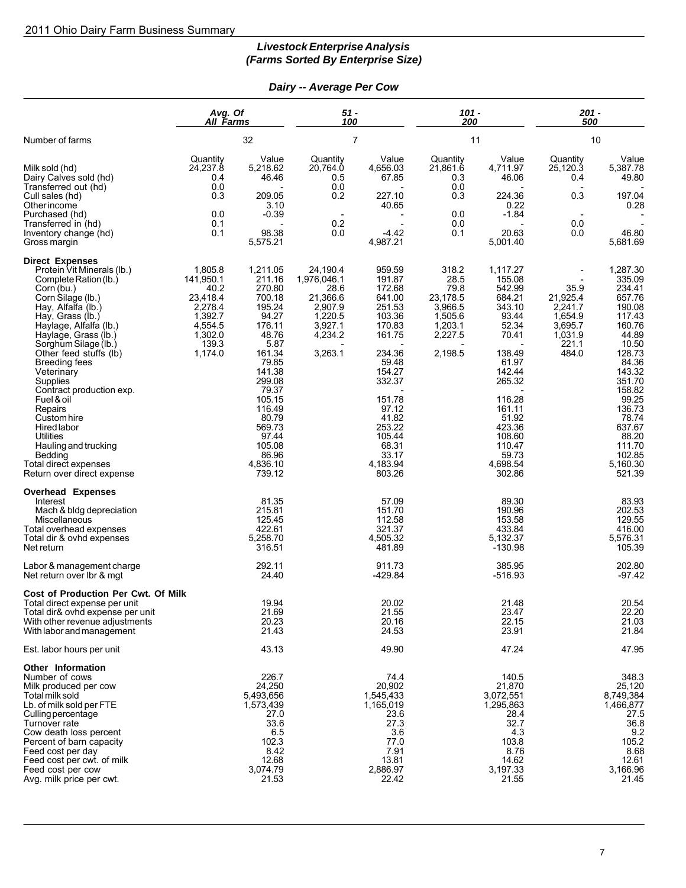2011 Ohio Dairy Farm Business Summary

## *Livestock Enterprise Analysis*
## *(Farms Sorted By Enterprise Size)*

### *Dairy -- Average Per Cow*

| | Avg. Of All Farms | | 51 - 100 | | 101 - 200 | | 201 - 500 | |
|---|---|---|---|---|---|---|---|---|
| Number of farms | 32 | | 7 | | 11 | | 10 | |
| | Quantity | Value | Quantity | Value | Quantity | Value | Quantity | Value |
| Milk sold (hd) | 24,237.8 | 5,218.62 | 20,764.0 | 4,656.03 | 21,861.6 | 4,711.97 | 25,120.3 | 5,387.78 |
| Dairy Calves sold (hd) | 0.4 | 46.46 | 0.5 | 67.85 | 0.3 | 46.06 | 0.4 | 49.80 |
| Transferred out (hd) | 0.0 | - | 0.0 | - | 0.0 | - | - | - |
| Cull sales (hd) | 0.3 | 209.05 | 0.2 | 227.10 | 0.3 | 224.36 | 0.3 | 197.04 |
| Other income | | 3.10 | | 40.65 | | 0.22 | | 0.28 |
| Purchased (hd) | 0.0 | -0.39 | - | - | 0.0 | -1.84 | - | - |
| Transferred in (hd) | 0.1 | - | 0.2 | - | 0.0 | - | 0.0 | - |
| Inventory change (hd) | 0.1 | 98.38 | 0.0 | -4.42 | 0.1 | 20.63 | 0.0 | 46.80 |
| Gross margin | | 5,575.21 | | 4,987.21 | | 5,001.40 | | 5,681.69 |
| **Direct Expenses** | | | | | | | | |
| Protein Vit Minerals (lb.) | 1,805.8 | 1,211.05 | 24,190.4 | 959.59 | 318.2 | 1,117.27 | - | 1,287.30 |
| Complete Ration (lb.) | 141,950.1 | 211.16 | 1,976,046.1 | 191.87 | 28.5 | 155.08 | - | 335.09 |
| Corn (bu.) | 40.2 | 270.80 | 28.6 | 172.68 | 79.8 | 542.99 | 35.9 | 234.41 |
| Corn Silage (lb.) | 23,418.4 | 700.18 | 21,366.6 | 641.00 | 23,178.5 | 684.21 | 21,925.4 | 657.76 |
| Hay, Alfalfa (lb.) | 2,278.4 | 195.24 | 2,907.9 | 251.53 | 3,966.5 | 343.10 | 2,241.7 | 190.08 |
| Hay, Grass (lb.) | 1,392.7 | 94.27 | 1,220.5 | 103.36 | 1,505.6 | 93.44 | 1,654.9 | 117.43 |
| Haylage, Alfalfa (lb.) | 4,554.5 | 176.11 | 3,927.1 | 170.83 | 1,203.1 | 52.34 | 3,695.7 | 160.76 |
| Haylage, Grass (lb.) | 1,302.0 | 48.76 | 4,234.2 | 161.75 | 2,227.5 | 70.41 | 1,031.9 | 44.89 |
| Sorghum Silage (lb.) | 139.3 | 5.87 | - | - | - | - | 221.1 | 10.50 |
| Other feed stuffs (lb) | 1,174.0 | 161.34 | 3,263.1 | 234.36 | 2,198.5 | 138.49 | 484.0 | 128.73 |
| Breeding fees | | 79.85 | | 59.48 | | 61.97 | | 84.36 |
| Veterinary | | 141.38 | | 154.27 | | 142.44 | | 143.32 |
| Supplies | | 299.08 | | 332.37 | | 265.32 | | 351.70 |
| Contract production exp. | | 79.37 | | - | | - | | 158.82 |
| Fuel & oil | | 105.15 | | 151.78 | | 116.28 | | 99.25 |
| Repairs | | 116.49 | | 97.12 | | 161.11 | | 136.73 |
| Custom hire | | 80.79 | | 41.82 | | 51.92 | | 78.74 |
| Hired labor | | 569.73 | | 253.22 | | 423.36 | | 637.67 |
| Utilities | | 97.44 | | 105.44 | | 108.60 | | 88.20 |
| Hauling and trucking | | 105.08 | | 68.31 | | 110.47 | | 111.70 |
| Bedding | | 86.96 | | 33.17 | | 59.73 | | 102.85 |
| Total direct expenses | | 4,836.10 | | 4,183.94 | | 4,698.54 | | 5,160.30 |
| Return over direct expense | | 739.12 | | 803.26 | | 302.86 | | 521.39 |
| **Overhead Expenses** | | | | | | | | |
| Interest | | 81.35 | | 57.09 | | 89.30 | | 83.93 |
| Mach & bldg depreciation | | 215.81 | | 151.70 | | 190.96 | | 202.53 |
| Miscellaneous | | 125.45 | | 112.58 | | 153.58 | | 129.55 |
| Total overhead expenses | | 422.61 | | 321.37 | | 433.84 | | 416.00 |
| Total dir & ovhd expenses | | 5,258.70 | | 4,505.32 | | 5,132.37 | | 5,576.31 |
| Net return | | 316.51 | | 481.89 | | -130.98 | | 105.39 |
| Labor & management charge | | 292.11 | | 911.73 | | 385.95 | | 202.80 |
| Net return over lbr & mgt | | 24.40 | | -429.84 | | -516.93 | | -97.42 |
| **Cost of Production Per Cwt. Of Milk** | | | | | | | | |
| Total direct expense per unit | | 19.94 | | 20.02 | | 21.48 | | 20.54 |
| Total dir& ovhd expense per unit | | 21.69 | | 21.55 | | 23.47 | | 22.20 |
| With other revenue adjustments | | 20.23 | | 20.16 | | 22.15 | | 21.03 |
| With labor and management | | 21.43 | | 24.53 | | 23.91 | | 21.84 |
| Est. labor hours per unit | | 43.13 | | 49.90 | | 47.24 | | 47.95 |
| **Other Information** | | | | | | | | |
| Number of cows | | 226.7 | | 74.4 | | 140.5 | | 348.3 |
| Milk produced per cow | | 24,250 | | 20,902 | | 21,870 | | 25,120 |
| Total milk sold | | 5,493,656 | | 1,545,433 | | 3,072,551 | | 8,749,384 |
| Lb. of milk sold per FTE | | 1,573,439 | | 1,165,019 | | 1,295,863 | | 1,466,877 |
| Culling percentage | | 27.0 | | 23.6 | | 28.4 | | 27.5 |
| Turnover rate | | 33.6 | | 27.3 | | 32.7 | | 36.8 |
| Cow death loss percent | | 6.5 | | 3.6 | | 4.3 | | 9.2 |
| Percent of barn capacity | | 102.3 | | 77.0 | | 103.8 | | 105.2 |
| Feed cost per day | | 8.42 | | 7.91 | | 8.76 | | 8.68 |
| Feed cost per cwt. of milk | | 12.68 | | 13.81 | | 14.62 | | 12.61 |
| Feed cost per cow | | 3,074.79 | | 2,886.97 | | 3,197.33 | | 3,166.96 |
| Avg. milk price per cwt. | | 21.53 | | 22.42 | | 21.55 | | 21.45 |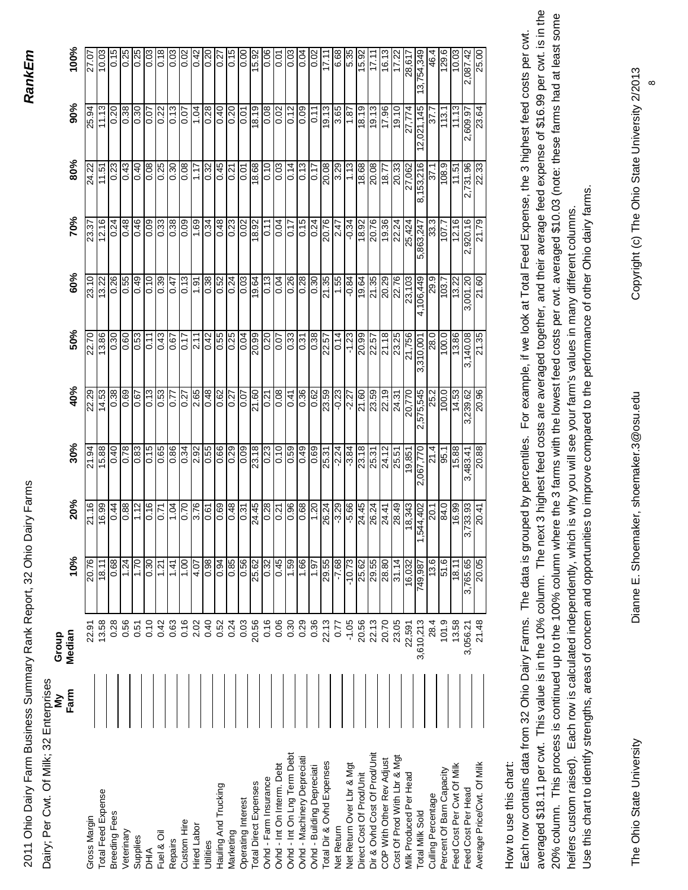# 2011 Ohio Dairy Farm Business Summary Rank Report, 32 Ohio Dairy Farms

**RankEm**

Dairy; Per Cwt. Of Milk; 32 Enterprises

| | My Farm | Group Median | 10% | 20% | 30% | 40% | 50% | 60% | 70% | 80% | 90% | 100% |
|---|---|---|---|---|---|---|---|---|---|---|---|---|
| Gross Margin | | 22.91 | 20.76 | 21.16 | 21.94 | 22.29 | 22.70 | 23.10 | 23.37 | 24.22 | 25.94 | 27.07 |
| Total Feed Expense | | 13.58 | 18.11 | 16.99 | 15.88 | 14.53 | 13.86 | 13.22 | 12.16 | 11.51 | 11.13 | 10.03 |
| Breeding Fees | | 0.28 | 0.68 | 0.44 | 0.40 | 0.38 | 0.30 | 0.26 | 0.24 | 0.23 | 0.20 | 0.15 |
| Veterinary | | 0.56 | 1.24 | 0.88 | 0.78 | 0.69 | 0.60 | 0.55 | 0.48 | 0.43 | 0.38 | 0.25 |
| Supplies | | 0.51 | 1.70 | 1.12 | 0.83 | 0.67 | 0.53 | 0.49 | 0.46 | 0.40 | 0.30 | 0.25 |
| DHIA | | 0.10 | 0.30 | 0.16 | 0.15 | 0.13 | 0.11 | 0.10 | 0.09 | 0.08 | 0.07 | 0.03 |
| Fuel & Oil | | 0.42 | 1.21 | 0.71 | 0.65 | 0.53 | 0.43 | 0.39 | 0.33 | 0.25 | 0.22 | 0.18 |
| Repairs | | 0.63 | 1.41 | 1.04 | 0.86 | 0.77 | 0.67 | 0.47 | 0.38 | 0.30 | 0.13 | 0.03 |
| Custom Hire | | 0.16 | 1.00 | 0.70 | 0.34 | 0.27 | 0.17 | 0.13 | 0.09 | 0.08 | 0.07 | 0.02 |
| Hired Labor | | 2.02 | 4.07 | 3.76 | 2.92 | 2.65 | 2.11 | 1.91 | 1.69 | 1.17 | 1.04 | 0.42 |
| Utilities | | 0.40 | 0.98 | 0.61 | 0.55 | 0.48 | 0.42 | 0.38 | 0.34 | 0.32 | 0.28 | 0.20 |
| Hauling And Trucking | | 0.52 | 0.94 | 0.69 | 0.66 | 0.62 | 0.55 | 0.52 | 0.48 | 0.45 | 0.40 | 0.27 |
| Marketing | | 0.24 | 0.85 | 0.48 | 0.29 | 0.27 | 0.25 | 0.24 | 0.23 | 0.21 | 0.20 | 0.15 |
| Operating Interest | | 0.03 | 0.56 | 0.31 | 0.09 | 0.07 | 0.04 | 0.03 | 0.02 | 0.01 | 0.01 | 0.00 |
| Total Direct Expenses | | 20.56 | 25.62 | 24.45 | 23.18 | 21.60 | 20.99 | 19.64 | 18.92 | 18.68 | 18.19 | 15.92 |
| Ovhd - Farm Insurance | | 0.16 | 0.32 | 0.28 | 0.23 | 0.21 | 0.20 | 0.13 | 0.11 | 0.10 | 0.08 | 0.06 |
| Ovhd - Int On Interm. Debt | | 0.06 | 0.45 | 0.21 | 0.10 | 0.08 | 0.07 | 0.04 | 0.04 | 0.03 | 0.02 | 0.01 |
| Ovhd - Int On Lng Term Debt | | 0.30 | 1.59 | 0.96 | 0.59 | 0.41 | 0.33 | 0.26 | 0.17 | 0.14 | 0.12 | 0.03 |
| Ovhd - Machinery Depreciati | | 0.29 | 1.66 | 0.68 | 0.49 | 0.36 | 0.31 | 0.28 | 0.15 | 0.13 | 0.09 | 0.04 |
| Ovhd - Building Depreciati | | 0.36 | 1.97 | 1.20 | 0.69 | 0.62 | 0.38 | 0.30 | 0.24 | 0.17 | 0.11 | 0.02 |
| Total Dir & Ovhd Expenses | | 22.13 | 29.55 | 26.24 | 25.31 | 23.59 | 22.57 | 21.35 | 20.76 | 20.08 | 19.13 | 17.11 |
| Net Return | | 0.77 | -7.68 | -3.29 | -2.24 | -0.23 | 0.14 | 1.55 | 2.47 | 3.29 | 3.65 | 6.68 |
| Net Return Over Lbr & Mgt | | -1.05 | -10.73 | -5.66 | -3.84 | -2.27 | -1.23 | -0.84 | -0.34 | 1.13 | 1.87 | 5.35 |
| Direct Cost Of Prod/Unit | | 20.56 | 25.62 | 24.45 | 23.18 | 21.60 | 20.99 | 19.64 | 18.92 | 18.68 | 18.19 | 15.92 |
| Dir & Ovhd Cost Of Prod/Unit | | 22.13 | 29.55 | 26.24 | 25.31 | 23.59 | 22.57 | 21.35 | 20.76 | 20.08 | 19.13 | 17.11 |
| COP With Other Rev Adjust | | 20.70 | 28.80 | 24.41 | 24.12 | 22.19 | 21.18 | 20.29 | 19.36 | 18.77 | 17.96 | 16.13 |
| Cost Of Prod With Lbr & Mgt | | 23.05 | 31.14 | 28.49 | 25.51 | 24.31 | 23.25 | 22.76 | 22.24 | 20.33 | 19.10 | 17.22 |
| Milk Produced Per Head | | 22,591 | 16,032 | 18,343 | 19,851 | 20,770 | 21,756 | 23,103 | 25,424 | 27,062 | 27,774 | 28,617 |
| Total Milk Sold | | 3,610,213 | 749,987 | 1,544,402 | 2,067,770 | 2,575,545 | 3,310,001 | 4,106,449 | 5,863,247 | 8,153,216 | 12,021,145 | 13,754,349 |
| Culling Percentage | | 28.4 | 13.6 | 20.1 | 21.4 | 25.2 | 28.0 | 29.9 | 33.3 | 37.1 | 37.7 | 46.4 |
| Percent Of Barn Capacity | | 101.9 | 51.6 | 84.0 | 95.1 | 100.0 | 100.0 | 103.7 | 107.7 | 108.9 | 113.1 | 129.6 |
| Feed Cost Per Cwt Of Milk | | 13.58 | 18.11 | 16.99 | 15.88 | 14.53 | 13.86 | 13.22 | 12.16 | 11.51 | 11.13 | 10.03 |
| Feed Cost Per Head | | 3,056.21 | 3,765.65 | 3,733.93 | 3,483.41 | 3,239.62 | 3,140.08 | 3,001.20 | 2,920.16 | 2,731.96 | 2,609.97 | 2,087.42 |
| Average Price/Cwt. Of Milk | | 21.48 | 20.05 | 20.41 | 20.88 | 20.96 | 21.35 | 21.60 | 21.79 | 22.33 | 23.64 | 25.00 |

How to use this chart:

Each row contains data from 32 Ohio Dairy Farms. The data is grouped by percentiles. For example, if we look at Total Feed Expense, the 3 highest feed costs per cwt. averaged $18.11 per cwt. This value is in the 10% column. The next 3 highest feed costs are averaged together, and their average feed expense of $16.99 per cwt. is in the 20% column. This process is continued up to the 100% column where the 3 farms with the lowest feed costs per cwt. averaged $10.03 (note: these farms had at least some heifers custom raised). Each row is calculated independently, which is why you will see your farm's values in many different columns.

Use this chart to identify strengths, areas of concern and opportunities to improve compared to the performance of other Ohio dairy farms.

The Ohio State University — Dianne E. Shoemaker, shoemaker.3@osu.edu — Copyright (c) The Ohio State University 2/2013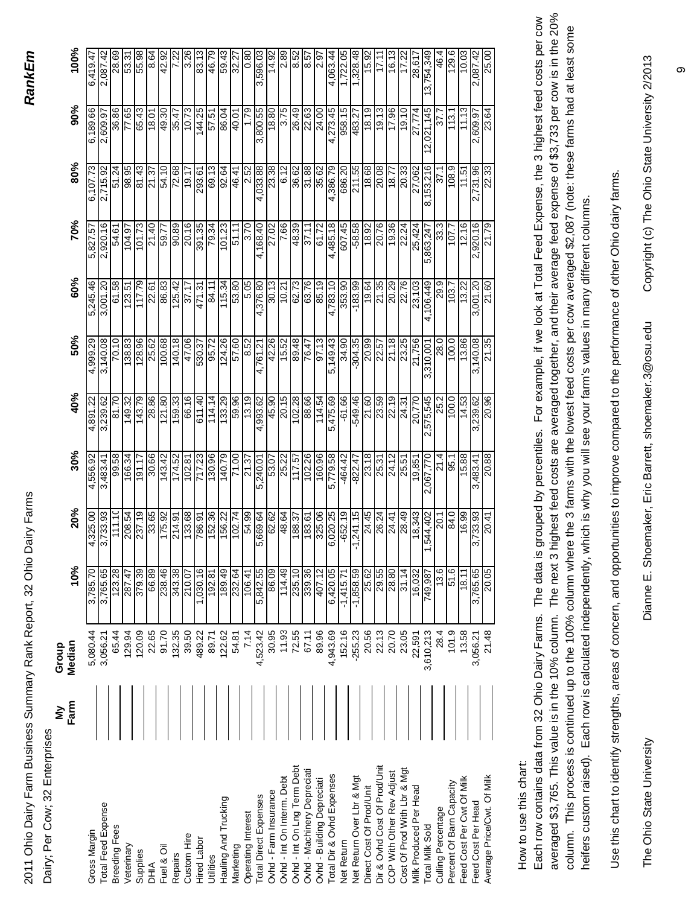# 2011 Ohio Dairy Farm Business Summary Rank Report, 32 Ohio Dairy Farms

Dairy; Per Cow; 32 Enterprises

***RankEm***

| | My Farm | Group Median | 10% | 20% | 30% | 40% | 50% | 60% | 70% | 80% | 90% | 100% |
|---|---|---|---|---|---|---|---|---|---|---|---|---|
| Gross Margin | | 5,080.44 | 3,785.70 | 4,325.00 | 4,556.92 | 4,891.22 | 4,999.29 | 5,245.46 | 5,827.57 | 6,107.73 | 6,189.66 | 6,419.47 |
| Total Feed Expense | | 3,056.21 | 3,765.65 | 3,733.93 | 3,483.41 | 3,239.62 | 3,140.08 | 3,001.20 | 2,920.16 | 2,715.92 | 2,609.97 | 2,087.42 |
| Breeding Fees | | 65.44 | 123.28 | 111.10 | 99.58 | 81.70 | 70.10 | 61.58 | 54.61 | 51.24 | 36.86 | 28.69 |
| Veterinary | | 129.94 | 287.47 | 208.54 | 166.34 | 149.32 | 138.83 | 123.51 | 104.97 | 98.95 | 77.65 | 53.31 |
| Supplies | | 120.09 | 379.39 | 237.19 | 191.17 | 143.79 | 128.96 | 117.79 | 101.73 | 81.43 | 65.43 | 55.98 |
| DHIA | | 22.65 | 66.89 | 33.65 | 30.66 | 28.86 | 25.62 | 22.61 | 21.40 | 21.37 | 18.01 | 8.64 |
| Fuel & Oil | | 91.70 | 238.46 | 175.92 | 143.42 | 121.80 | 100.68 | 86.83 | 59.77 | 54.10 | 49.30 | 42.92 |
| Repairs | | 132.35 | 343.38 | 214.91 | 174.52 | 159.33 | 140.18 | 125.42 | 90.89 | 72.68 | 35.47 | 7.22 |
| Custom Hire | | 39.50 | 210.07 | 133.68 | 102.81 | 66.16 | 47.06 | 37.17 | 20.16 | 19.17 | 10.73 | 3.26 |
| Hired Labor | | 489.22 | 1,030.16 | 786.91 | 717.23 | 611.40 | 530.37 | 471.31 | 391.35 | 293.61 | 144.25 | 83.13 |
| Utilities | | 89.71 | 192.81 | 152.36 | 130.96 | 114.14 | 95.72 | 84.11 | 79.34 | 69.13 | 57.51 | 46.79 |
| Hauling And Trucking | | 122.62 | 189.49 | 156.22 | 140.79 | 133.29 | 124.26 | 115.34 | 101.23 | 92.64 | 86.04 | 59.43 |
| Marketing | | 54.81 | 232.64 | 102.74 | 71.00 | 59.96 | 57.60 | 53.80 | 51.11 | 46.41 | 40.01 | 32.27 |
| Operating Interest | | 7.14 | 106.41 | 54.99 | 21.37 | 13.19 | 8.52 | 5.05 | 3.70 | 2.52 | 1.79 | 0.80 |
| Total Direct Expenses | | 4,523.42 | 5,842.55 | 5,669.64 | 5,240.01 | 4,993.62 | 4,761.21 | 4,376.80 | 4,168.40 | 4,033.88 | 3,800.55 | 3,596.03 |
| Ovhd - Farm Insurance | | 30.95 | 86.09 | 62.62 | 53.07 | 45.90 | 42.26 | 30.13 | 27.02 | 23.38 | 18.80 | 14.92 |
| Ovhd - Int On Interm. Debt | | 11.93 | 114.49 | 48.64 | 25.22 | 20.15 | 15.52 | 10.21 | 7.66 | 6.12 | 3.75 | 2.89 |
| Ovhd - Int On Lng Term Debt | | 72.55 | 235.10 | 188.37 | 117.57 | 102.28 | 89.48 | 62.73 | 48.39 | 36.62 | 26.49 | 8.52 |
| Ovhd - Machinery Depreciati | | 67.11 | 339.36 | 183.61 | 102.26 | 88.66 | 76.47 | 63.76 | 37.11 | 31.88 | 22.63 | 8.57 |
| Ovhd - Building Depreciati | | 89.96 | 407.12 | 325.06 | 160.96 | 114.54 | 97.13 | 85.19 | 61.72 | 35.62 | 24.00 | 2.97 |
| Total Dir & Ovhd Expenses | | 4,943.69 | 6,420.05 | 6,020.25 | 5,779.58 | 5,475.69 | 5,149.43 | 4,783.10 | 4,485.18 | 4,386.79 | 4,273.45 | 4,063.44 |
| Net Return | | 152.16 | -1,415.71 | -652.19 | -464.42 | -61.66 | 34.90 | 353.90 | 607.45 | 686.20 | 958.15 | 1,722.05 |
| Net Return Over Lbr & Mgt | | -255.23 | -1,858.59 | -1,241.15 | -822.47 | -549.46 | -304.35 | -183.99 | -58.58 | 211.55 | 483.27 | 1,328.48 |
| Direct Cost Of Prod/Unit | | 20.56 | 25.62 | 24.45 | 23.18 | 21.60 | 20.99 | 19.64 | 18.92 | 18.68 | 18.19 | 15.92 |
| Dir & Ovhd Cost Of Prod/Unit | | 22.13 | 29.55 | 26.24 | 25.31 | 23.59 | 22.57 | 21.35 | 20.76 | 20.08 | 19.13 | 17.11 |
| COP With Other Rev Adjust | | 20.70 | 28.80 | 24.41 | 24.12 | 22.19 | 21.18 | 20.29 | 19.36 | 18.77 | 17.96 | 16.13 |
| Cost Of Prod With Lbr & Mgt | | 23.05 | 31.14 | 28.49 | 25.51 | 24.31 | 23.25 | 22.76 | 22.24 | 20.33 | 19.10 | 17.22 |
| Milk Produced Per Head | | 22,591 | 16,032 | 18,343 | 19,851 | 20,770 | 21,756 | 23,103 | 25,424 | 27,062 | 27,774 | 28,617 |
| Total Milk Sold | | 3,610,213 | 749,987 | 1,544,402 | 2,067,770 | 2,575,545 | 3,310,001 | 4,106,449 | 5,863,247 | 8,153,216 | 12,021,145 | 13,754,349 |
| Culling Percentage | | 28.4 | 13.6 | 20.1 | 21.4 | 25.2 | 28.0 | 29.9 | 33.3 | 37.1 | 37.7 | 46.4 |
| Percent Of Barn Capacity | | 101.9 | 51.6 | 84.0 | 95.1 | 100.0 | 100.0 | 103.7 | 107.7 | 108.9 | 113.1 | 129.6 |
| Feed Cost Per Cwt Of Milk | | 13.58 | 18.11 | 16.99 | 15.88 | 14.53 | 13.86 | 13.22 | 12.16 | 11.51 | 11.13 | 10.03 |
| Feed Cost Per Head | | 3,056.21 | 3,765.65 | 3,733.93 | 3,483.41 | 3,239.62 | 3,140.08 | 3,001.20 | 2,920.16 | 2,731.96 | 2,609.97 | 2,087.42 |
| Average Price/Cwt. Of Milk | | 21.48 | 20.05 | 20.41 | 20.88 | 20.96 | 21.35 | 21.60 | 21.79 | 22.33 | 23.64 | 25.00 |

How to use this chart:

Each row contains data from 32 Ohio Dairy Farms. The data is grouped by percentiles. For example, if we look at Total Feed Expense, the 3 highest feed costs per cow averaged $3,765. This value is in the 10% column. The next 3 highest feed costs are averaged together, and their average feed expense of $3,733 per cow is in the 20% column. This process is continued up to the 100% column where the 3 farms with the lowest feed costs per cow averaged $2,087 (note: these farms had at least some heifers custom raised). Each row is calculated independently, which is why you will see your farm's values in many different columns.

Use this chart to identify strengths, areas of concern, and opportunities to improve compared to the performance of other Ohio dairy farms.

The Ohio State University    Dianne E. Shoemaker, Eric Barrett, shoemaker.3@osu.edu    Copyright (c) The Ohio State University 2/2013